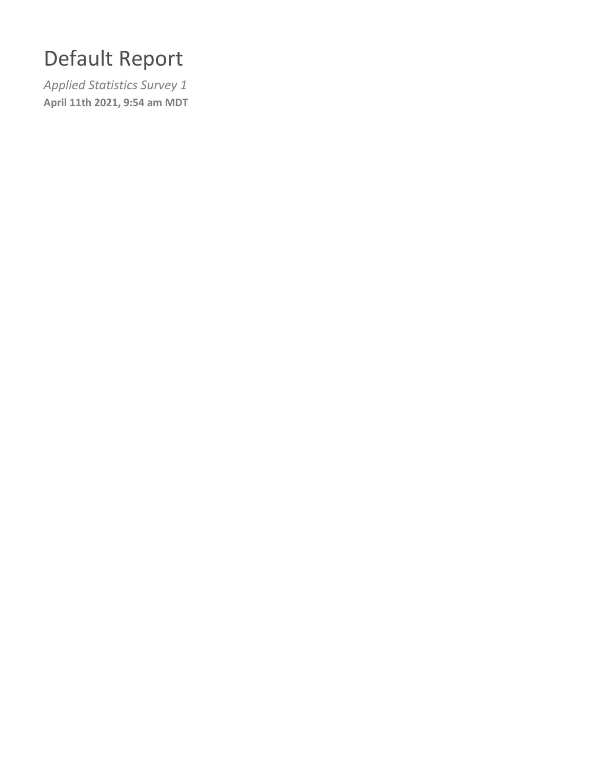# Default Report

*Applied Statistics Survey 1*

**April 11th 2021, 9:54 am MDT**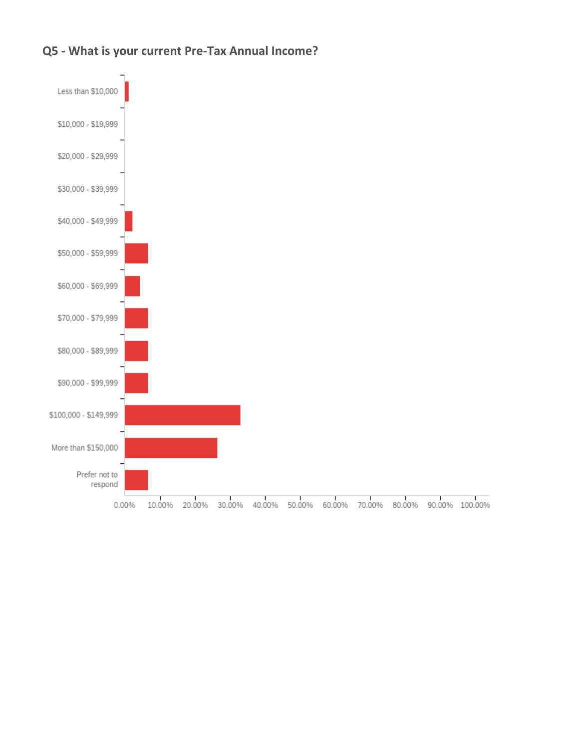## Q5 - What is your current Pre-Tax Annual Income?

Less than $10,000

$10,000 - $19,999

$20,000 - $29,999

$30,000 - $39,999

$40,000 - $49,999

$50,000 - $59,999

$60,000 - $69,999

$70,000 - $79,999

$80,000 - $89,999

$90,000 - $99,999

$100,000 - $149,999

More than $150,000

Prefer not to respond

0.00% 10.00% 20.00% 30.00% 40.00% 50.00% 60.00% 70.00% 80.00% 90.00% 100.00%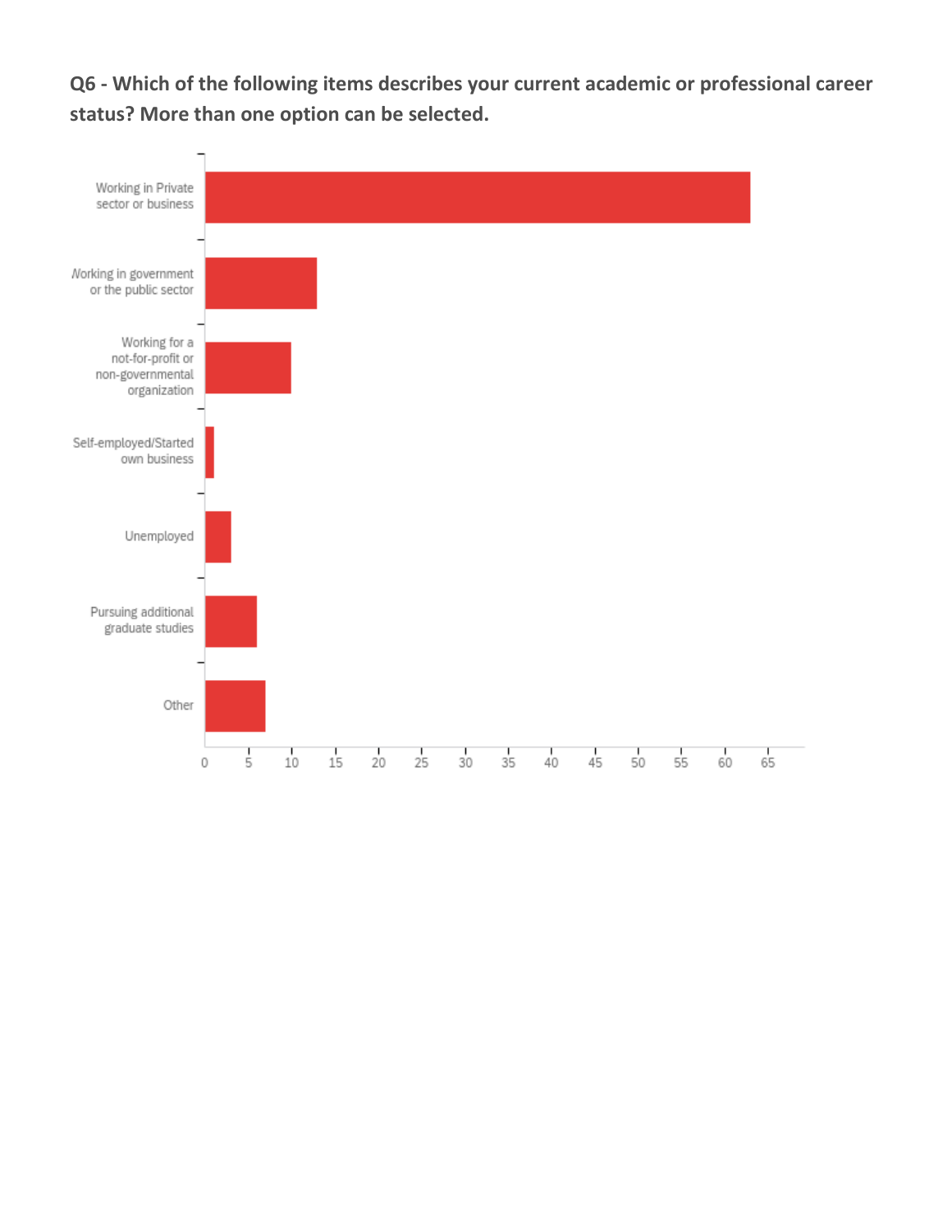**Q6 - Which of the following items describes your current academic or professional career status? More than one option can be selected.**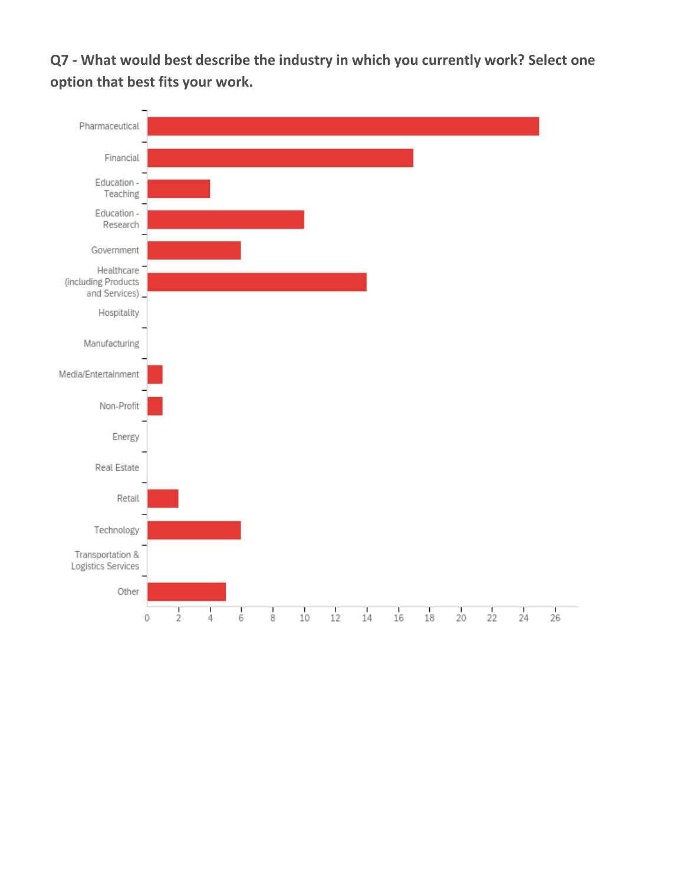**Q7 - What would best describe the industry in which you currently work? Select one option that best fits your work.**

| Industry | Count |
|---|---|
| Pharmaceutical | 25 |
| Financial | 17 |
| Education - Teaching | 4 |
| Education - Research | 10 |
| Government | 6 |
| Healthcare (including Products and Services) | 14 |
| Hospitality | 0 |
| Manufacturing | 0 |
| Media/Entertainment | 1 |
| Non-Profit | 1 |
| Energy | 0 |
| Real Estate | 0 |
| Retail | 2 |
| Technology | 6 |
| Transportation & Logistics Services | 0 |
| Other | 5 |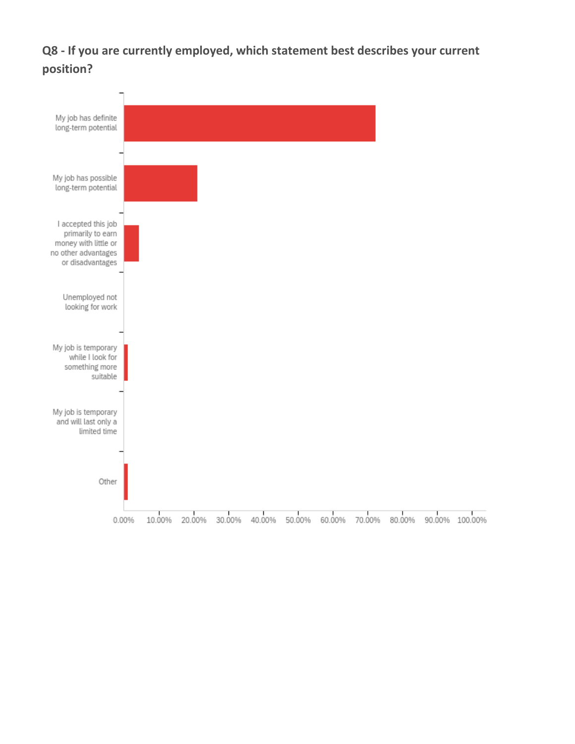**Q8 - If you are currently employed, which statement best describes your current position?**

My job has definite long-term potential

My job has possible long-term potential

I accepted this job primarily to earn money with little or no other advantages or disadvantages

Unemployed not looking for work

My job is temporary while I look for something more suitable

My job is temporary and will last only a limited time

Other

0.00% 10.00% 20.00% 30.00% 40.00% 50.00% 60.00% 70.00% 80.00% 90.00% 100.00%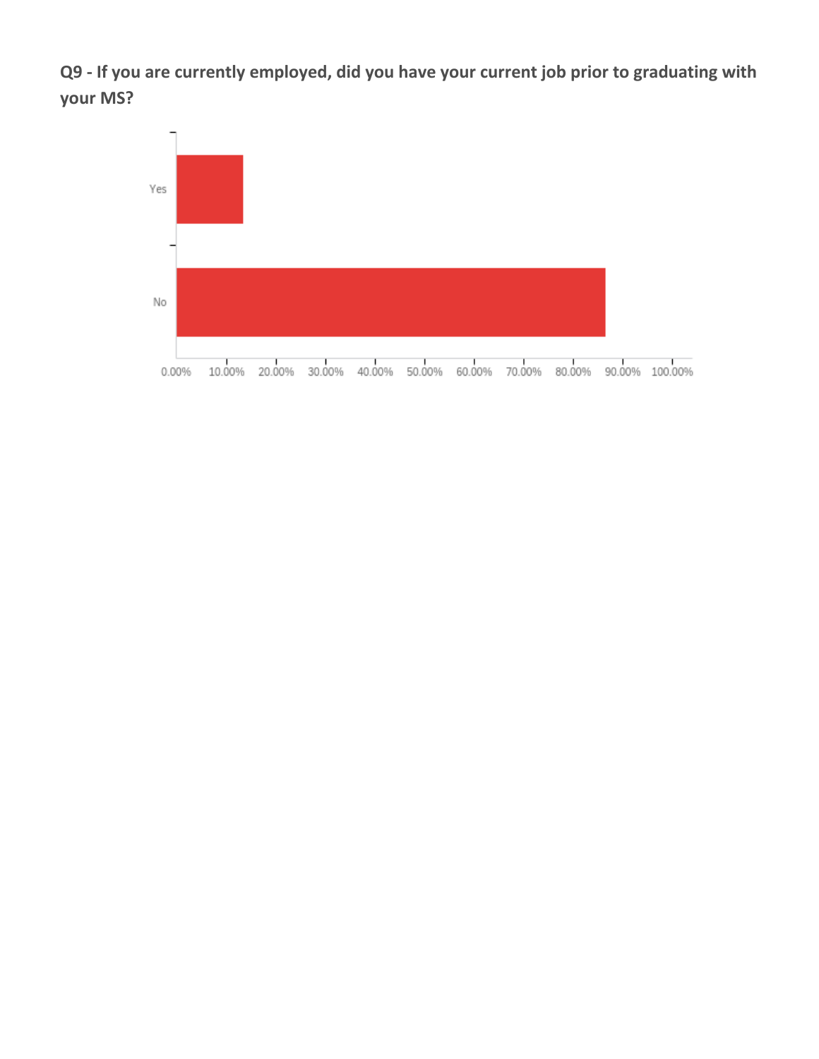**Q9 - If you are currently employed, did you have your current job prior to graduating with your MS?**

| Answer | Approximate % |
|---|---|
| Yes | ~13% |
| No | ~87% |

Axis: 0.00% 10.00% 20.00% 30.00% 40.00% 50.00% 60.00% 70.00% 80.00% 90.00% 100.00%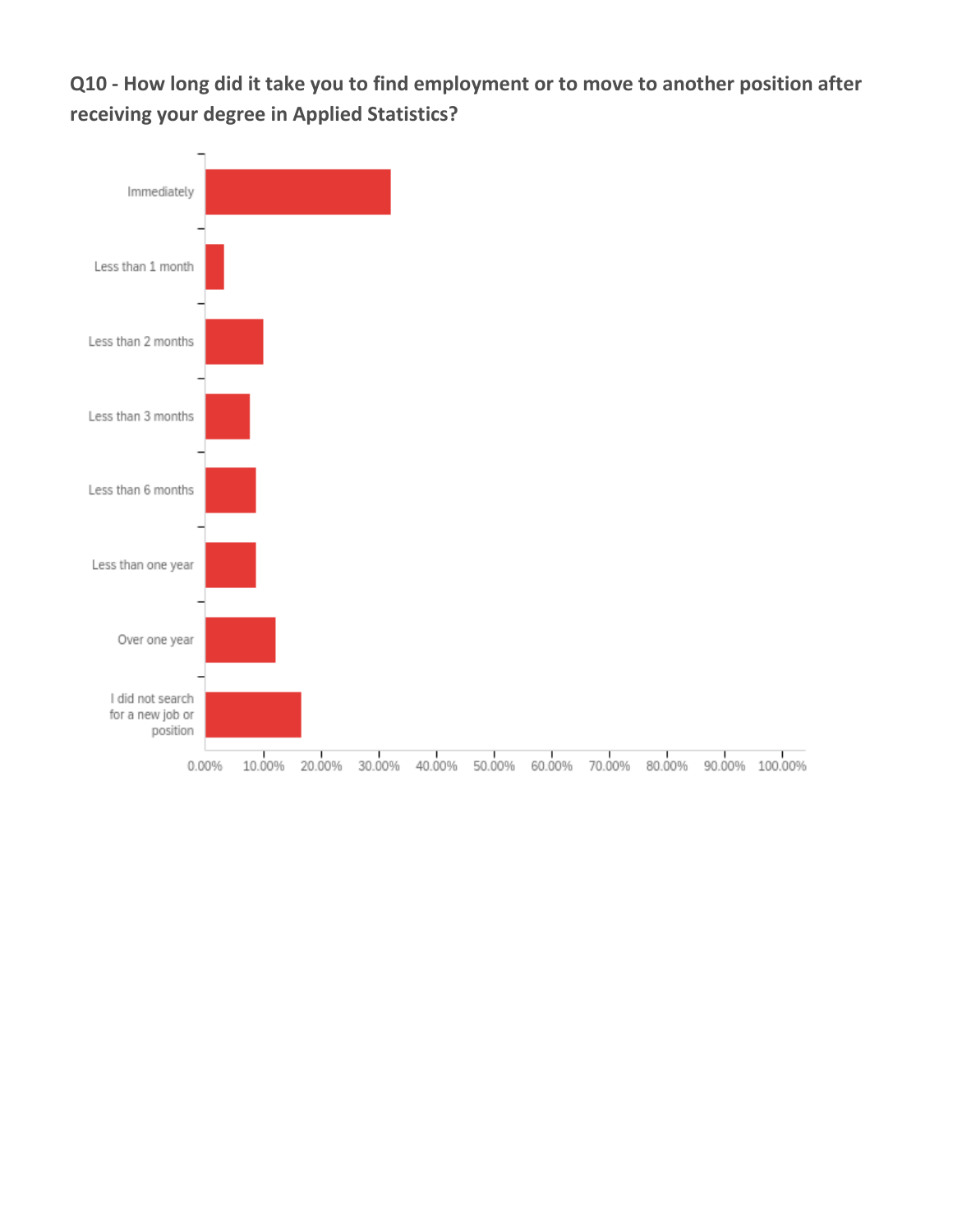**Q10 - How long did it take you to find employment or to move to another position after receiving your degree in Applied Statistics?**

| Response |
| --- |
| Immediately |
| Less than 1 month |
| Less than 2 months |
| Less than 3 months |
| Less than 6 months |
| Less than one year |
| Over one year |
| I did not search for a new job or position |

0.00% 10.00% 20.00% 30.00% 40.00% 50.00% 60.00% 70.00% 80.00% 90.00% 100.00%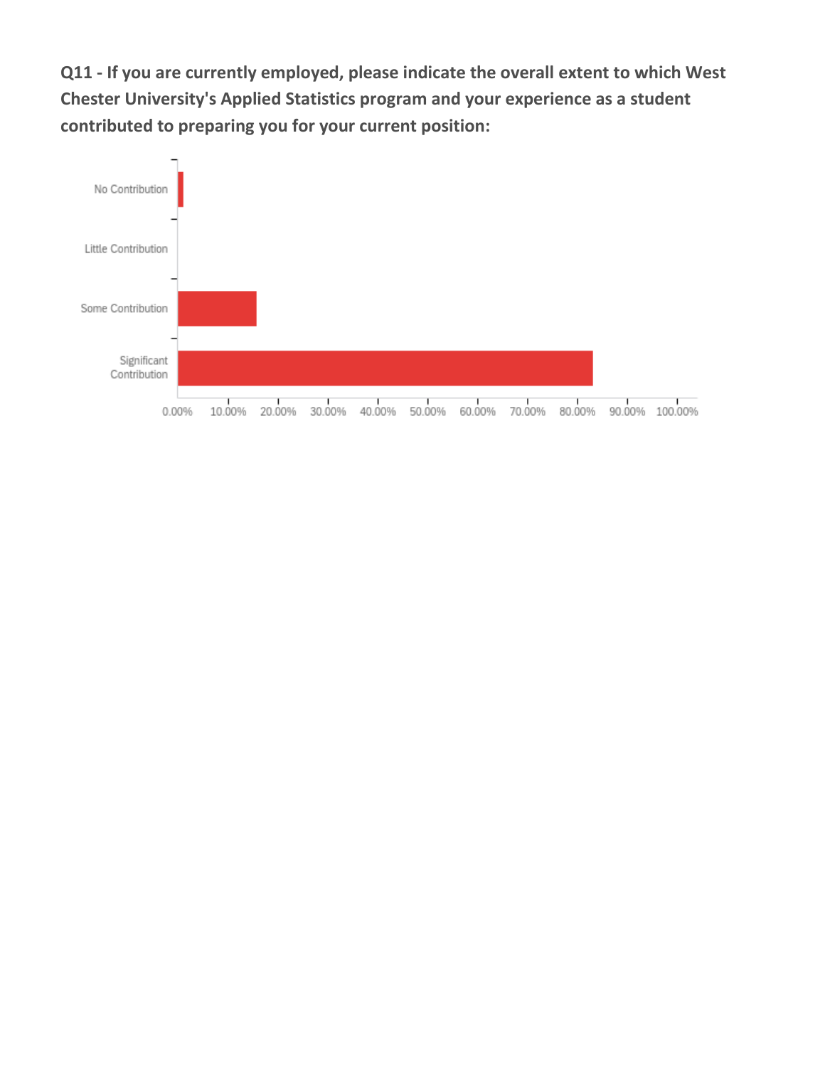**Q11 - If you are currently employed, please indicate the overall extent to which West Chester University's Applied Statistics program and your experience as a student contributed to preparing you for your current position:**

No Contribution

Little Contribution

Some Contribution

Significant Contribution

0.00% 10.00% 20.00% 30.00% 40.00% 50.00% 60.00% 70.00% 80.00% 90.00% 100.00%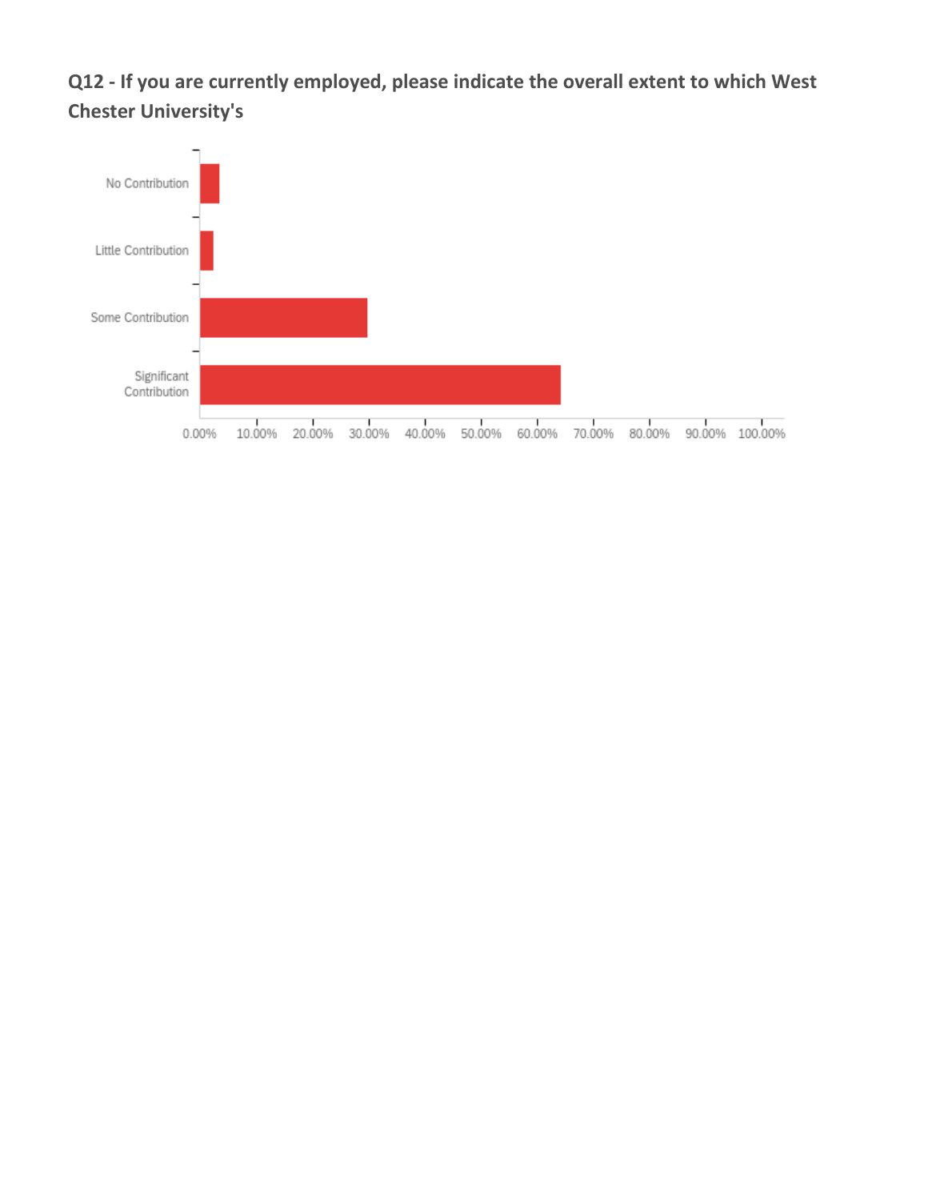**Q12 - If you are currently employed, please indicate the overall extent to which West Chester University's**

No Contribution

Little Contribution

Some Contribution

Significant Contribution

0.00% 10.00% 20.00% 30.00% 40.00% 50.00% 60.00% 70.00% 80.00% 90.00% 100.00%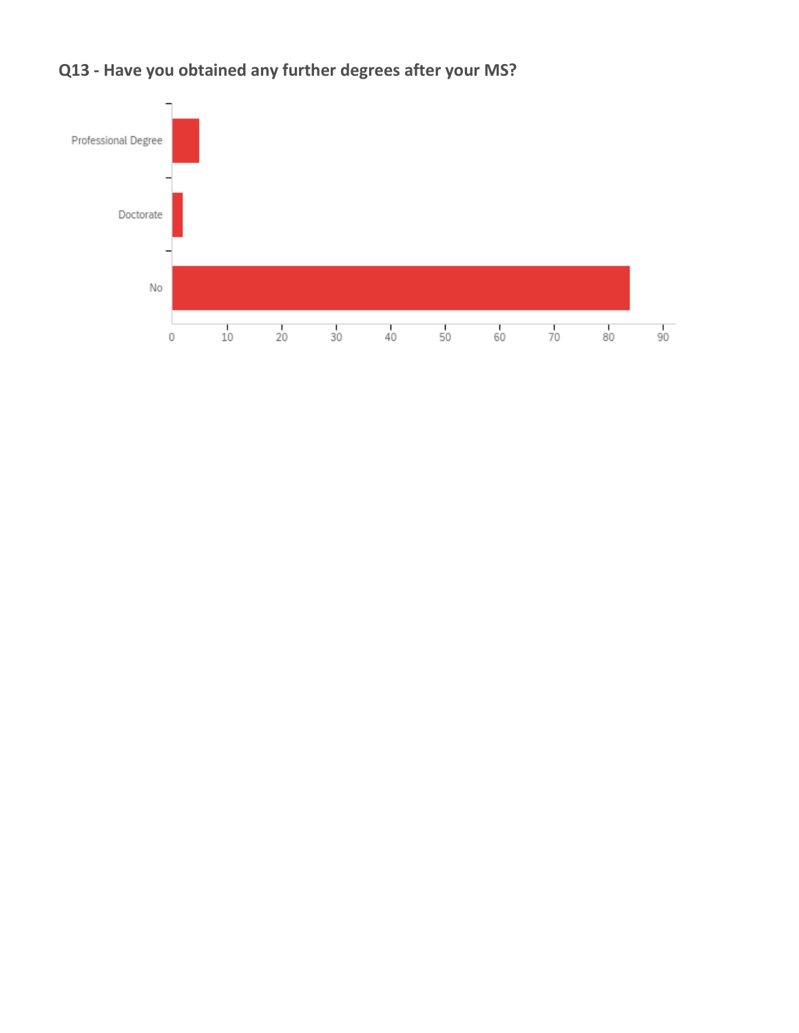## Q13 - Have you obtained any further degrees after your MS?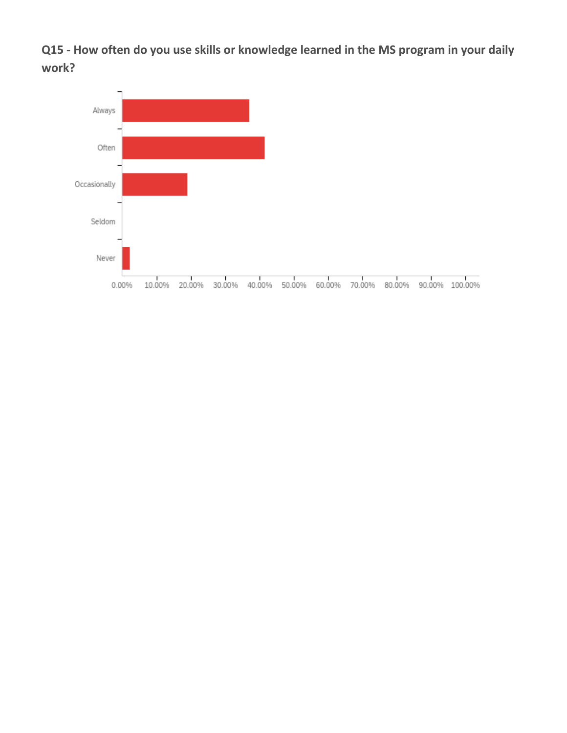**Q15 - How often do you use skills or knowledge learned in the MS program in your daily work?**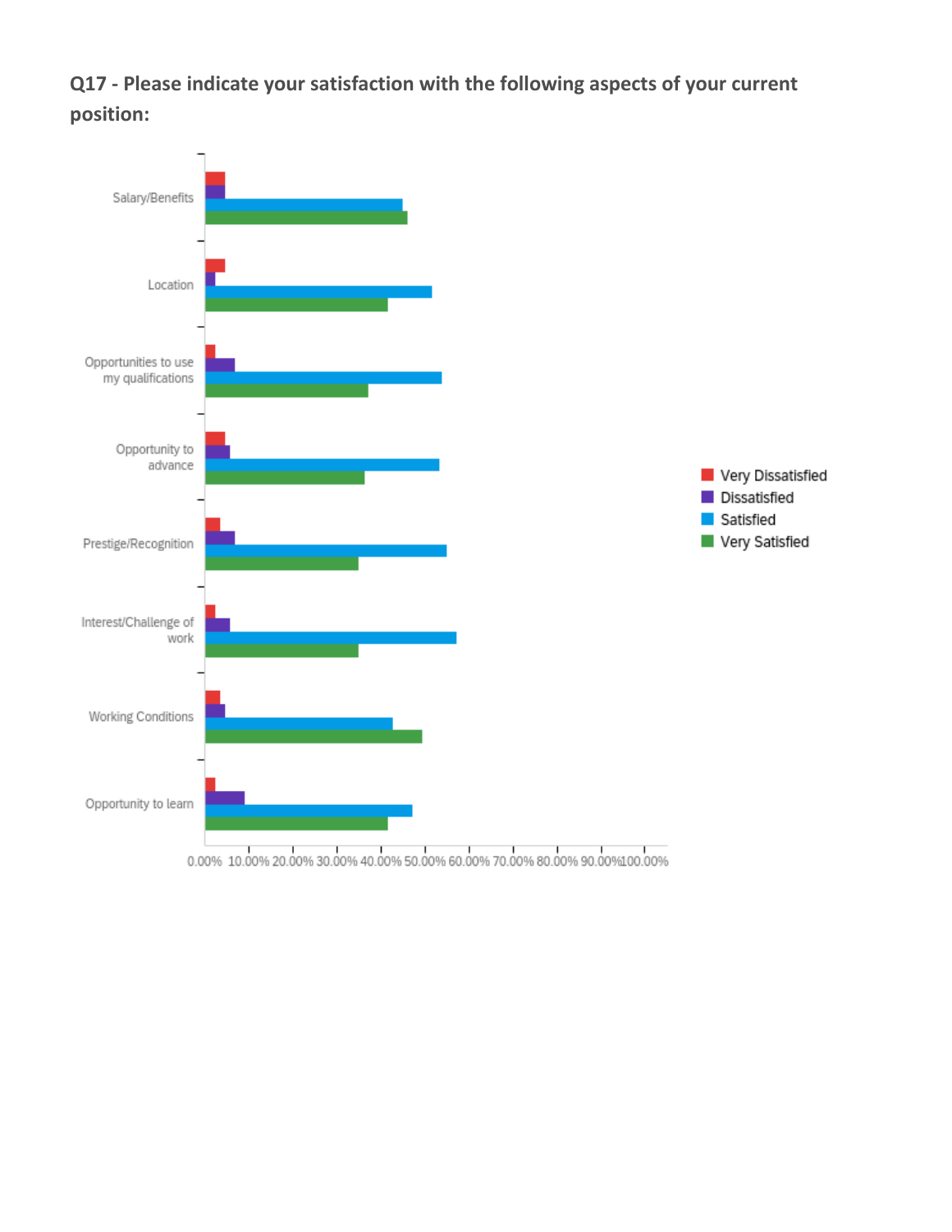**Q17 - Please indicate your satisfaction with the following aspects of your current position:**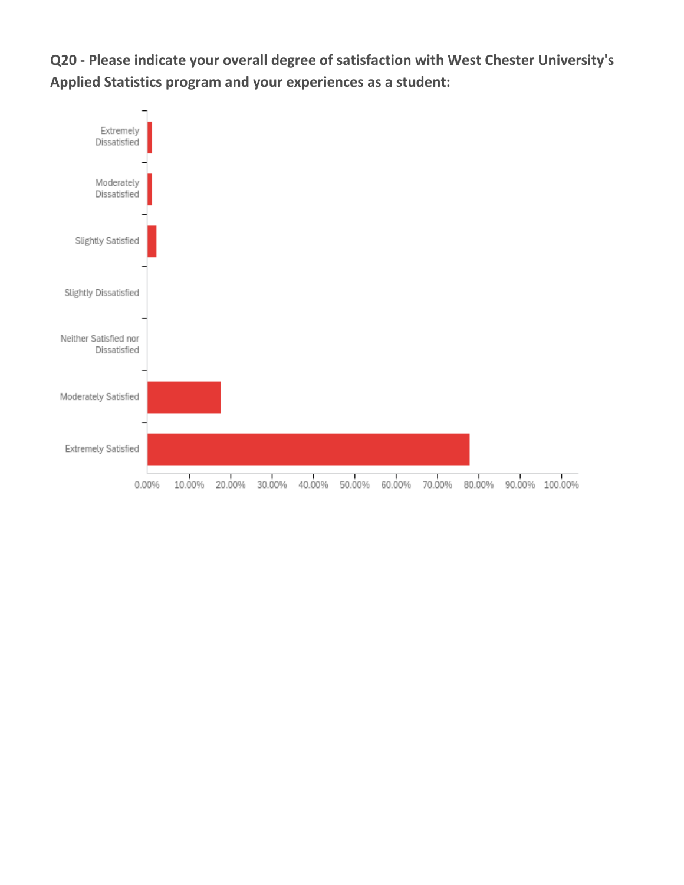**Q20 - Please indicate your overall degree of satisfaction with West Chester University's Applied Statistics program and your experiences as a student:**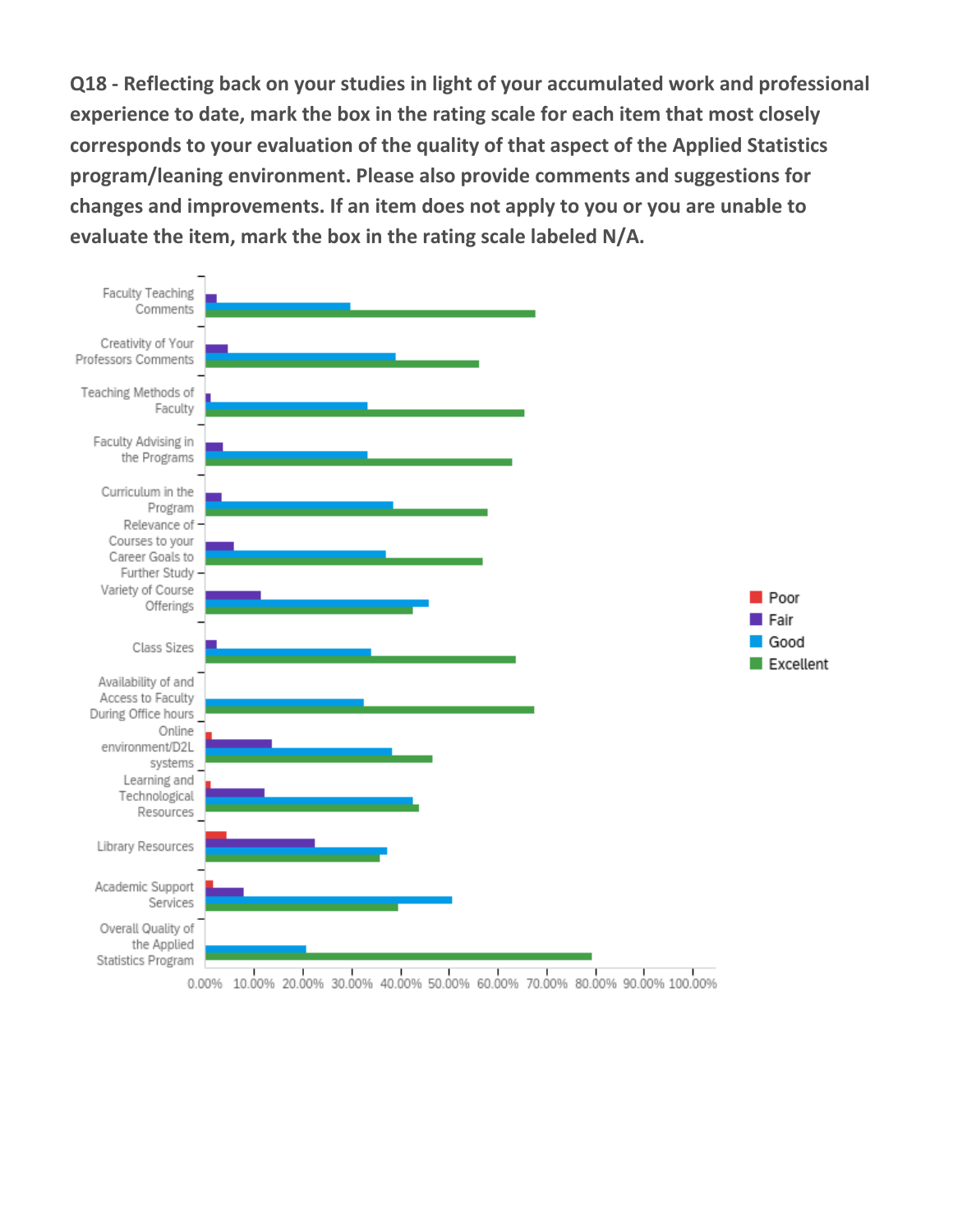**Q18 - Reflecting back on your studies in light of your accumulated work and professional experience to date, mark the box in the rating scale for each item that most closely corresponds to your evaluation of the quality of that aspect of the Applied Statistics program/leaning environment. Please also provide comments and suggestions for changes and improvements. If an item does not apply to you or you are unable to evaluate the item, mark the box in the rating scale labeled N/A.**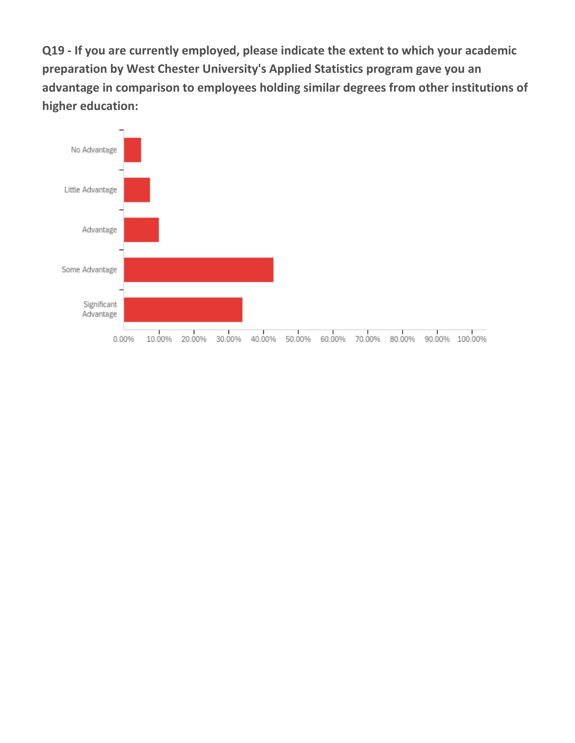**Q19 - If you are currently employed, please indicate the extent to which your academic preparation by West Chester University's Applied Statistics program gave you an advantage in comparison to employees holding similar degrees from other institutions of higher education:**

No Advantage

Little Advantage

Advantage

Some Advantage

Significant Advantage

0.00% 10.00% 20.00% 30.00% 40.00% 50.00% 60.00% 70.00% 80.00% 90.00% 100.00%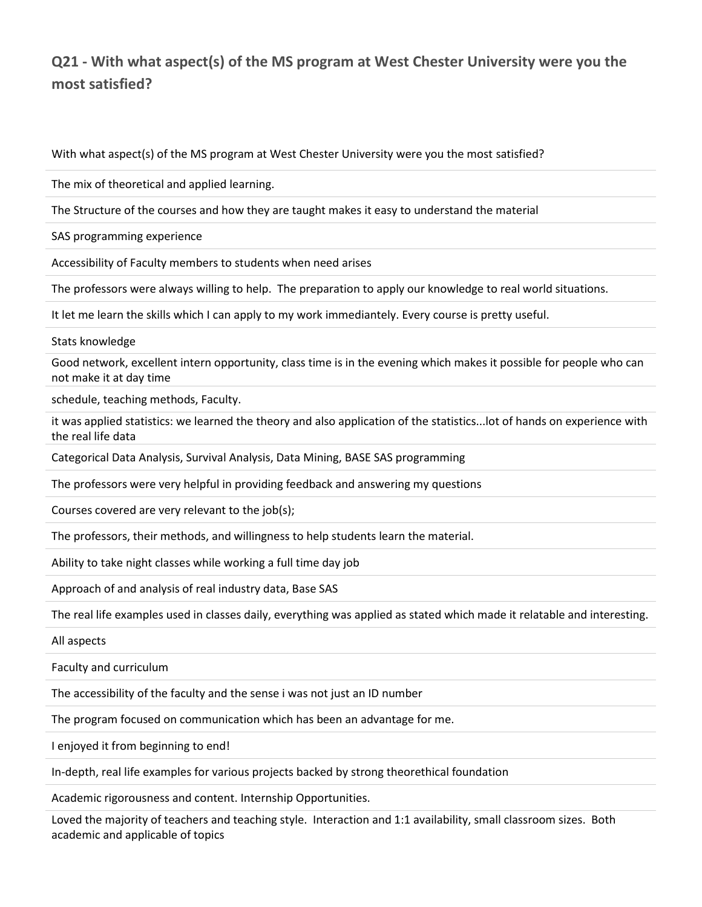## Q21 - With what aspect(s) of the MS program at West Chester University were you the most satisfied?

| With what aspect(s) of the MS program at West Chester University were you the most satisfied? |
| --- |
| The mix of theoretical and applied learning. |
| The Structure of the courses and how they are taught makes it easy to understand the material |
| SAS programming experience |
| Accessibility of Faculty members to students when need arises |
| The professors were always willing to help.  The preparation to apply our knowledge to real world situations. |
| It let me learn the skills which I can apply to my work immedianteIy. Every course is pretty useful. |
| Stats knowledge |
| Good network, excellent intern opportunity, class time is in the evening which makes it possible for people who can not make it at day time |
| schedule, teaching methods, Faculty. |
| it was applied statistics: we learned the theory and also application of the statistics...lot of hands on experience with the real life data |
| Categorical Data Analysis, Survival Analysis, Data Mining, BASE SAS programming |
| The professors were very helpful in providing feedback and answering my questions |
| Courses covered are very relevant to the job(s); |
| The professors, their methods, and willingness to help students learn the material. |
| Ability to take night classes while working a full time day job |
| Approach of and analysis of real industry data, Base SAS |
| The real life examples used in classes daily, everything was applied as stated which made it relatable and interesting. |
| All aspects |
| Faculty and curriculum |
| The accessibility of the faculty and the sense i was not just an ID number |
| The program focused on communication which has been an advantage for me. |
| I enjoyed it from beginning to end! |
| In-depth, real life examples for various projects backed by strong theorethical foundation |
| Academic rigorousness and content. Internship Opportunities. |
| Loved the majority of teachers and teaching style.  Interaction and 1:1 availability, small classroom sizes.  Both academic and applicable of topics |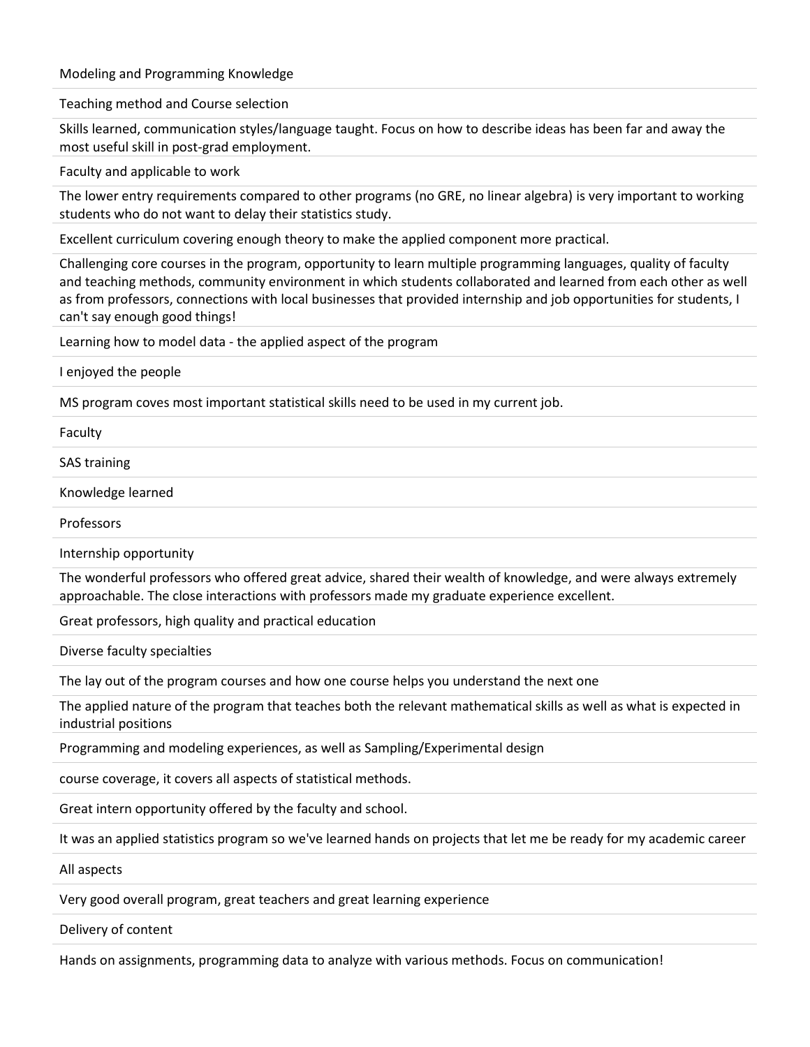Modeling and Programming Knowledge

Teaching method and Course selection

Skills learned, communication styles/language taught. Focus on how to describe ideas has been far and away the most useful skill in post-grad employment.

Faculty and applicable to work

The lower entry requirements compared to other programs (no GRE, no linear algebra) is very important to working students who do not want to delay their statistics study.

Excellent curriculum covering enough theory to make the applied component more practical.

Challenging core courses in the program, opportunity to learn multiple programming languages, quality of faculty and teaching methods, community environment in which students collaborated and learned from each other as well as from professors, connections with local businesses that provided internship and job opportunities for students, I can't say enough good things!

Learning how to model data - the applied aspect of the program

I enjoyed the people

MS program coves most important statistical skills need to be used in my current job.

Faculty

SAS training

Knowledge learned

Professors

Internship opportunity

The wonderful professors who offered great advice, shared their wealth of knowledge, and were always extremely approachable. The close interactions with professors made my graduate experience excellent.

Great professors, high quality and practical education

Diverse faculty specialties

The lay out of the program courses and how one course helps you understand the next one

The applied nature of the program that teaches both the relevant mathematical skills as well as what is expected in industrial positions

Programming and modeling experiences, as well as Sampling/Experimental design

course coverage, it covers all aspects of statistical methods.

Great intern opportunity offered by the faculty and school.

It was an applied statistics program so we've learned hands on projects that let me be ready for my academic career

All aspects

Very good overall program, great teachers and great learning experience

Delivery of content

Hands on assignments, programming data to analyze with various methods. Focus on communication!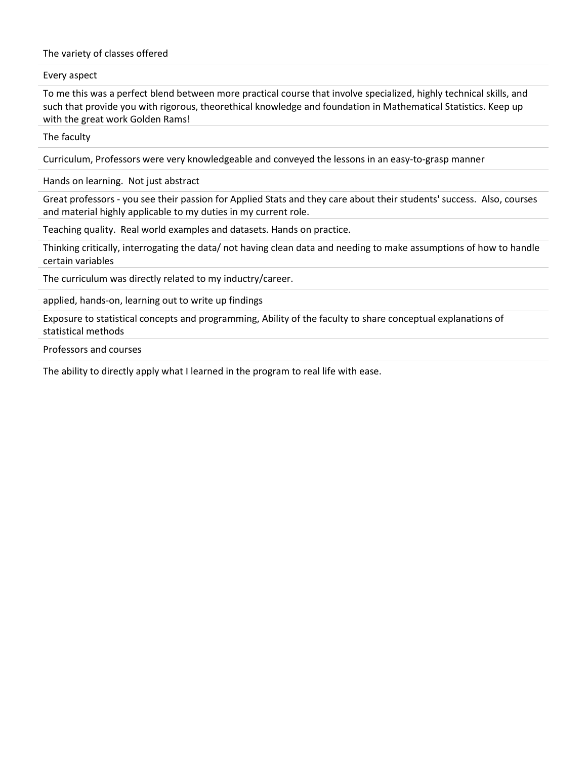The variety of classes offered

Every aspect

To me this was a perfect blend between more practical course that involve specialized, highly technical skills, and such that provide you with rigorous, theorethical knowledge and foundation in Mathematical Statistics. Keep up with the great work Golden Rams!

The faculty

Curriculum, Professors were very knowledgeable and conveyed the lessons in an easy-to-grasp manner

Hands on learning.  Not just abstract

Great professors - you see their passion for Applied Stats and they care about their students' success.  Also, courses and material highly applicable to my duties in my current role.

Teaching quality.  Real world examples and datasets. Hands on practice.

Thinking critically, interrogating the data/ not having clean data and needing to make assumptions of how to handle certain variables

The curriculum was directly related to my inductry/career.

applied, hands-on, learning out to write up findings

Exposure to statistical concepts and programming, Ability of the faculty to share conceptual explanations of statistical methods

Professors and courses

The ability to directly apply what I learned in the program to real life with ease.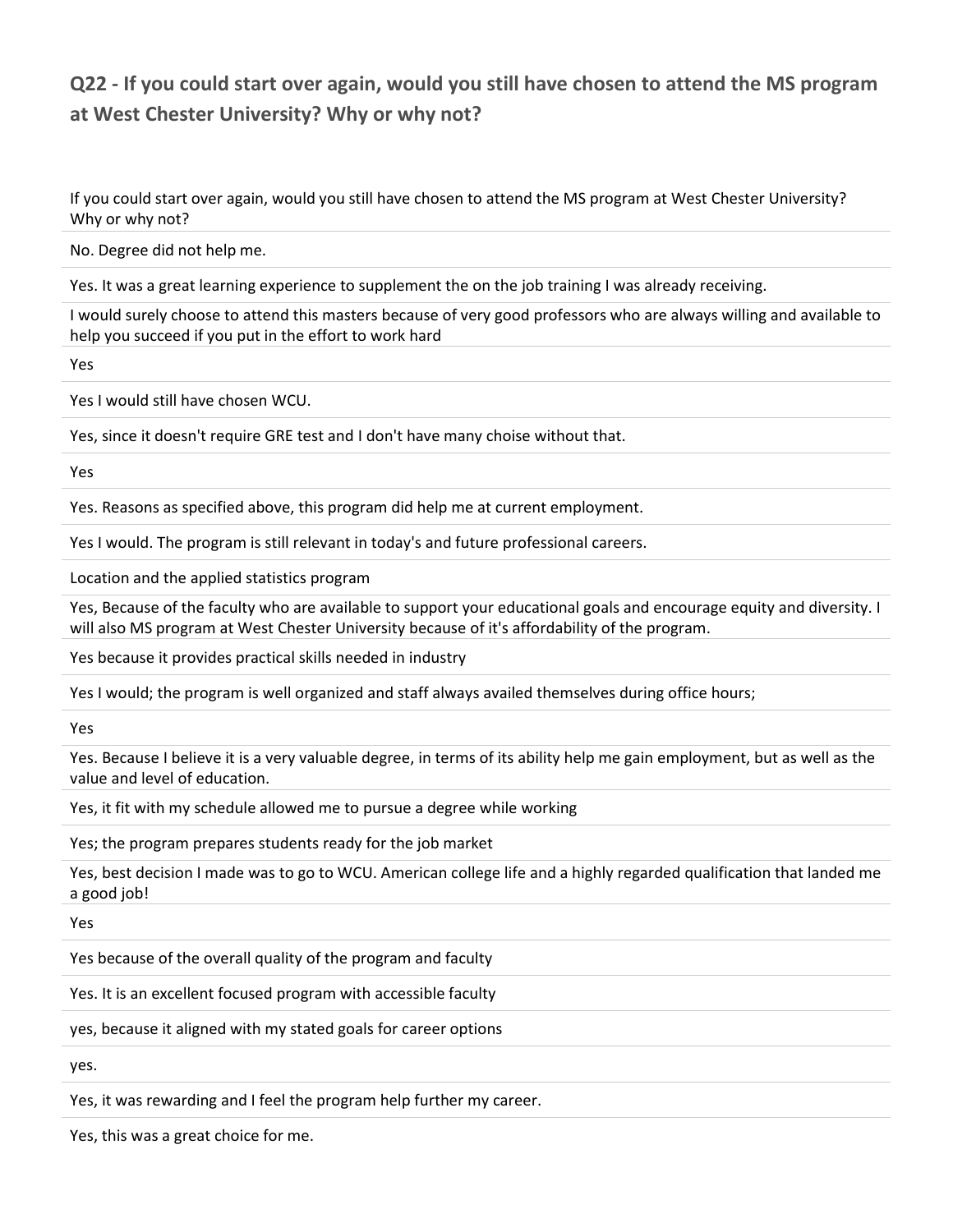## Q22 - If you could start over again, would you still have chosen to attend the MS program at West Chester University? Why or why not?

| If you could start over again, would you still have chosen to attend the MS program at West Chester University? Why or why not? |
| --- |
| No. Degree did not help me. |
| Yes. It was a great learning experience to supplement the on the job training I was already receiving. |
| I would surely choose to attend this masters because of very good professors who are always willing and available to help you succeed if you put in the effort to work hard |
| Yes |
| Yes I would still have chosen WCU. |
| Yes, since it doesn't require GRE test and I don't have many choise without that. |
| Yes |
| Yes. Reasons as specified above, this program did help me at current employment. |
| Yes I would. The program is still relevant in today's and future professional careers. |
| Location and the applied statistics program |
| Yes, Because of the faculty who are available to support your educational goals and encourage equity and diversity. I will also MS program at West Chester University because of it's affordability of the program. |
| Yes because it provides practical skills needed in industry |
| Yes I would; the program is well organized and staff always availed themselves during office hours; |
| Yes |
| Yes. Because I believe it is a very valuable degree, in terms of its ability help me gain employment, but as well as the value and level of education. |
| Yes, it fit with my schedule allowed me to pursue a degree while working |
| Yes; the program prepares students ready for the job market |
| Yes, best decision I made was to go to WCU. American college life and a highly regarded qualification that landed me a good job! |
| Yes |
| Yes because of the overall quality of the program and faculty |
| Yes. It is an excellent focused program with accessible faculty |
| yes, because it aligned with my stated goals for career options |
| yes. |
| Yes, it was rewarding and I feel the program help further my career. |
| Yes, this was a great choice for me. |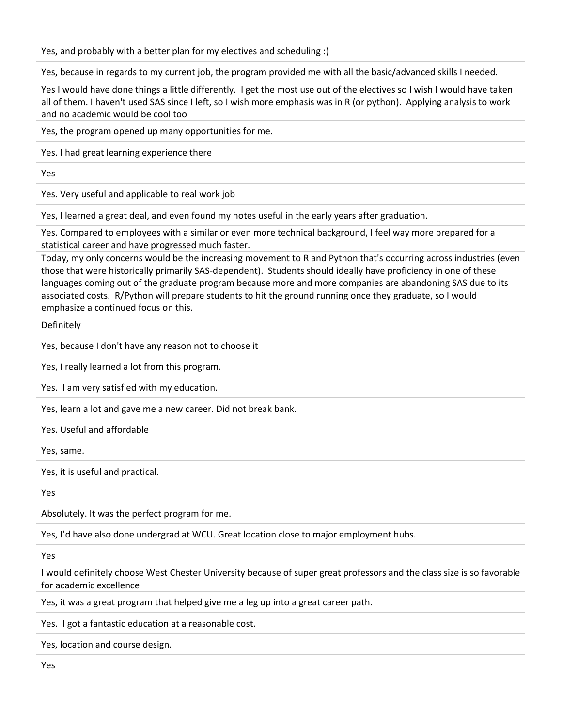Yes, and probably with a better plan for my electives and scheduling :)

Yes, because in regards to my current job, the program provided me with all the basic/advanced skills I needed.

Yes I would have done things a little differently. I get the most use out of the electives so I wish I would have taken all of them. I haven't used SAS since I left, so I wish more emphasis was in R (or python). Applying analysis to work and no academic would be cool too

Yes, the program opened up many opportunities for me.

Yes. I had great learning experience there

Yes

Yes. Very useful and applicable to real work job

Yes, I learned a great deal, and even found my notes useful in the early years after graduation.

Yes. Compared to employees with a similar or even more technical background, I feel way more prepared for a statistical career and have progressed much faster.
Today, my only concerns would be the increasing movement to R and Python that's occurring across industries (even those that were historically primarily SAS-dependent). Students should ideally have proficiency in one of these languages coming out of the graduate program because more and more companies are abandoning SAS due to its associated costs. R/Python will prepare students to hit the ground running once they graduate, so I would emphasize a continued focus on this.

Definitely

Yes, because I don't have any reason not to choose it

Yes, I really learned a lot from this program.

Yes. I am very satisfied with my education.

Yes, learn a lot and gave me a new career. Did not break bank.

Yes. Useful and affordable

Yes, same.

Yes, it is useful and practical.

Yes

Absolutely. It was the perfect program for me.

Yes, I'd have also done undergrad at WCU. Great location close to major employment hubs.

Yes

I would definitely choose West Chester University because of super great professors and the class size is so favorable for academic excellence

Yes, it was a great program that helped give me a leg up into a great career path.

Yes. I got a fantastic education at a reasonable cost.

Yes, location and course design.

Yes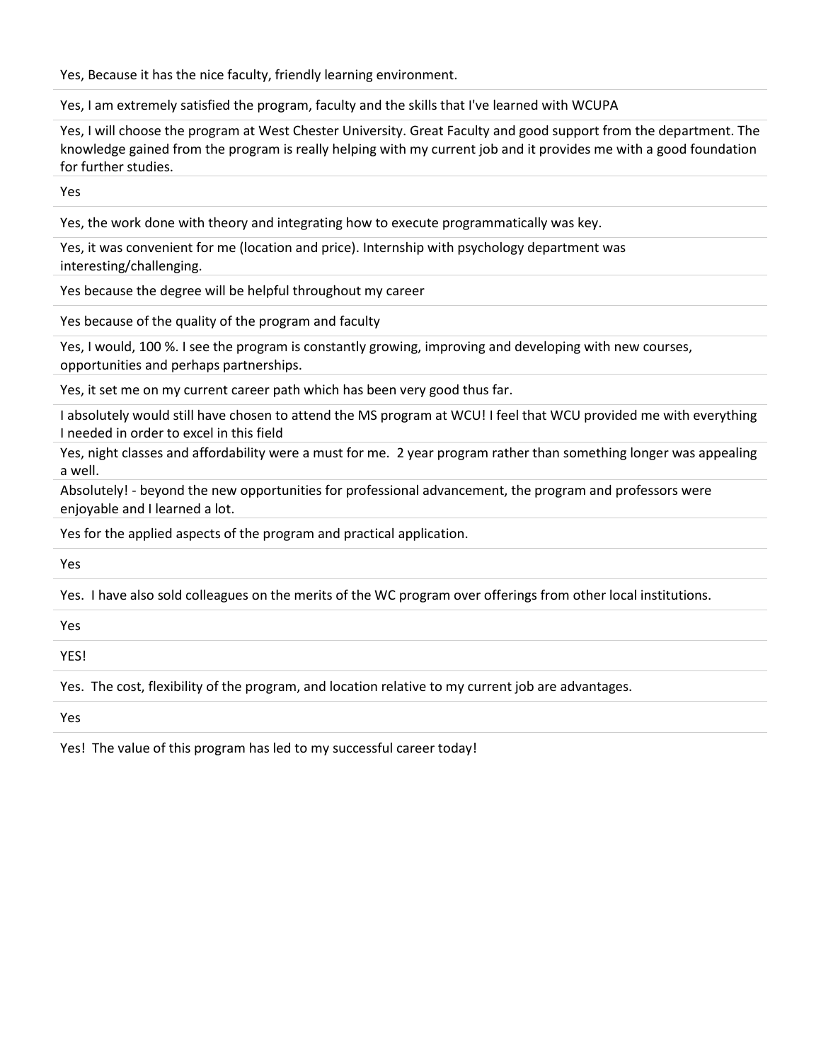Yes, Because it has the nice faculty, friendly learning environment.

Yes, I am extremely satisfied the program, faculty and the skills that I've learned with WCUPA

Yes, I will choose the program at West Chester University. Great Faculty and good support from the department. The knowledge gained from the program is really helping with my current job and it provides me with a good foundation for further studies.

Yes

Yes, the work done with theory and integrating how to execute programmatically was key.

Yes, it was convenient for me (location and price). Internship with psychology department was interesting/challenging.

Yes because the degree will be helpful throughout my career

Yes because of the quality of the program and faculty

Yes, I would, 100 %. I see the program is constantly growing, improving and developing with new courses, opportunities and perhaps partnerships.

Yes, it set me on my current career path which has been very good thus far.

I absolutely would still have chosen to attend the MS program at WCU! I feel that WCU provided me with everything I needed in order to excel in this field

Yes, night classes and affordability were a must for me. 2 year program rather than something longer was appealing a well.

Absolutely! - beyond the new opportunities for professional advancement, the program and professors were enjoyable and I learned a lot.

Yes for the applied aspects of the program and practical application.

Yes

Yes. I have also sold colleagues on the merits of the WC program over offerings from other local institutions.

Yes

YES!

Yes. The cost, flexibility of the program, and location relative to my current job are advantages.

Yes

Yes! The value of this program has led to my successful career today!